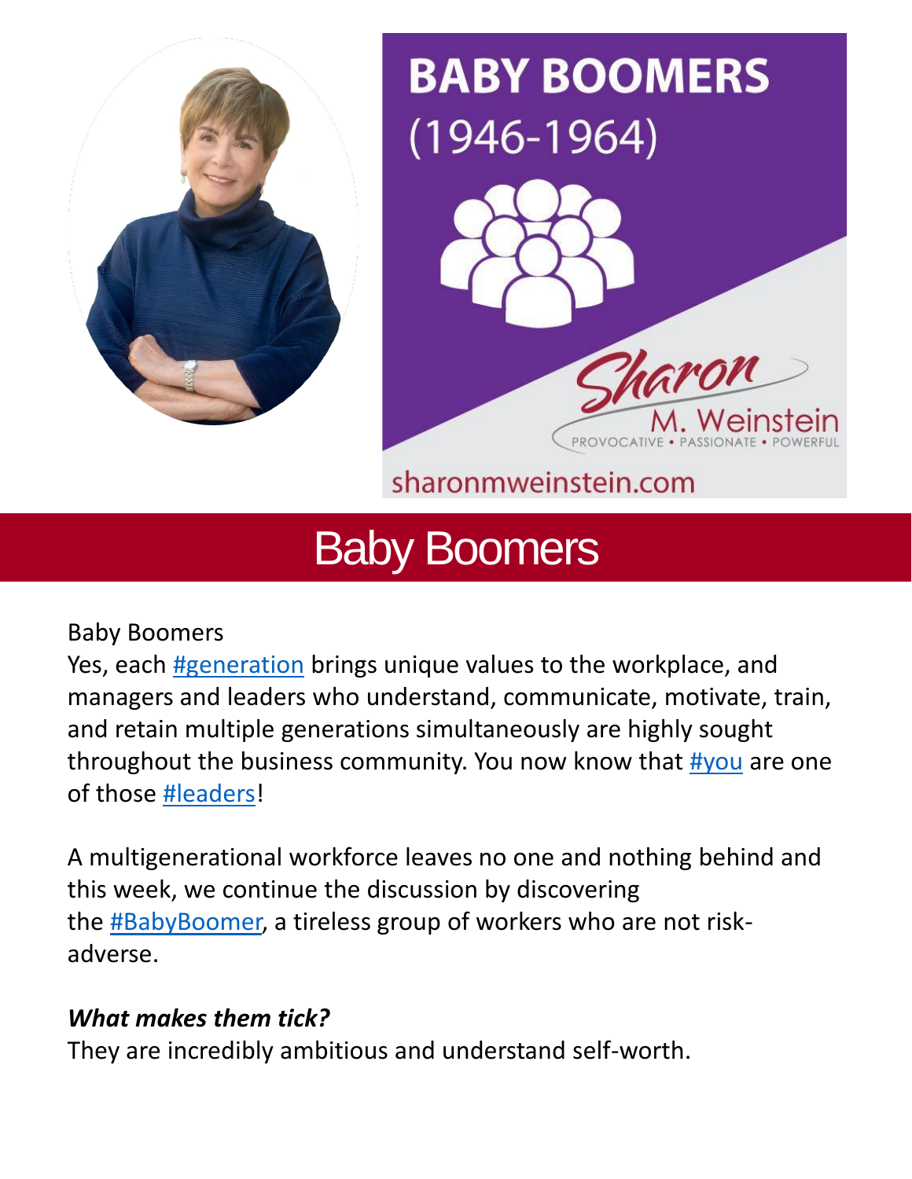# Baby Boomers

Baby Boomers

Yes, each #generation brings unique values to the workplace, and managers and leaders who understand, communicate, motivate, train, and retain multiple generations simultaneously are highly sought throughout the business community. You now know that #you are one of those #leaders!

A multigenerational workforce leaves no one and nothing behind and this week, we continue the discussion by discovering the #BabyBoomer, a tireless group of workers who are not risk-adverse.

***What makes them tick?***

They are incredibly ambitious and understand self-worth.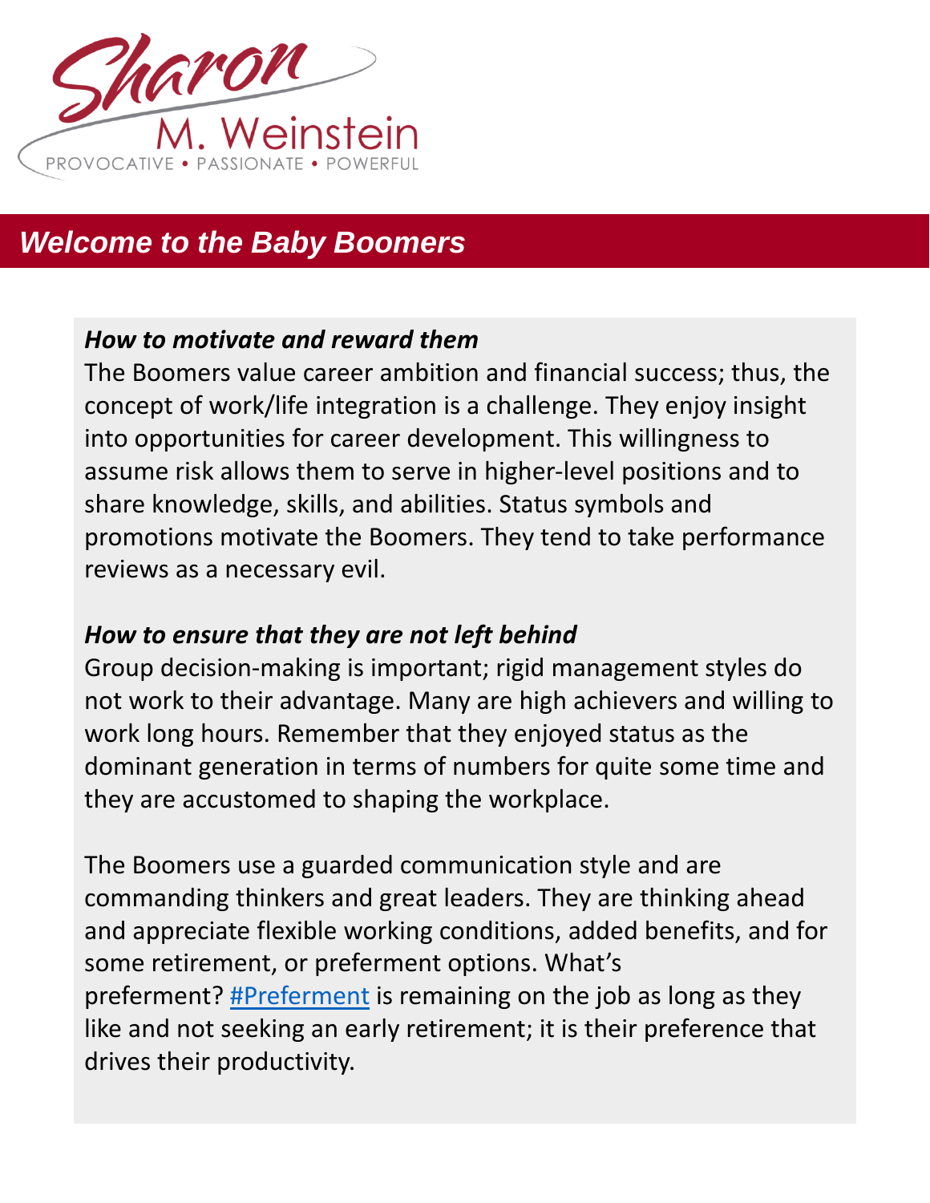Sharon M. Weinstein
PROVOCATIVE • PASSIONATE • POWERFUL

## *Welcome to the Baby Boomers*

***How to motivate and reward them***

The Boomers value career ambition and financial success; thus, the concept of work/life integration is a challenge. They enjoy insight into opportunities for career development. This willingness to assume risk allows them to serve in higher-level positions and to share knowledge, skills, and abilities. Status symbols and promotions motivate the Boomers. They tend to take performance reviews as a necessary evil.

***How to ensure that they are not left behind***

Group decision-making is important; rigid management styles do not work to their advantage. Many are high achievers and willing to work long hours. Remember that they enjoyed status as the dominant generation in terms of numbers for quite some time and they are accustomed to shaping the workplace.

The Boomers use a guarded communication style and are commanding thinkers and great leaders. They are thinking ahead and appreciate flexible working conditions, added benefits, and for some retirement, or preferment options. What's preferment? #Preferment is remaining on the job as long as they like and not seeking an early retirement; it is their preference that drives their productivity.